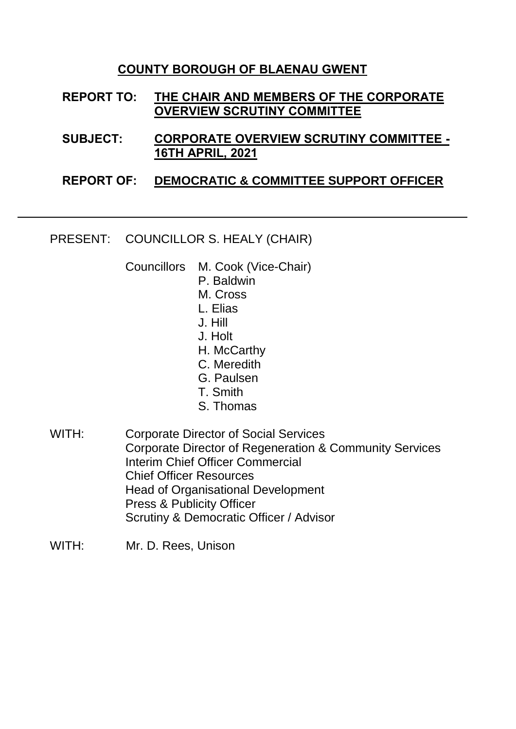## COUNTY BOROUGH OF BLAENAU GWENT

**REPORT TO:** **THE CHAIR AND MEMBERS OF THE CORPORATE OVERVIEW SCRUTINY COMMITTEE**

**SUBJECT:** **CORPORATE OVERVIEW SCRUTINY COMMITTEE - 16TH APRIL, 2021**

**REPORT OF:** **DEMOCRATIC & COMMITTEE SUPPORT OFFICER**

---

PRESENT: COUNCILLOR S. HEALY (CHAIR)

Councillors M. Cook (Vice-Chair)
P. Baldwin
M. Cross
L. Elias
J. Hill
J. Holt
H. McCarthy
C. Meredith
G. Paulsen
T. Smith
S. Thomas

WITH: Corporate Director of Social Services
Corporate Director of Regeneration & Community Services
Interim Chief Officer Commercial
Chief Officer Resources
Head of Organisational Development
Press & Publicity Officer
Scrutiny & Democratic Officer / Advisor

WITH: Mr. D. Rees, Unison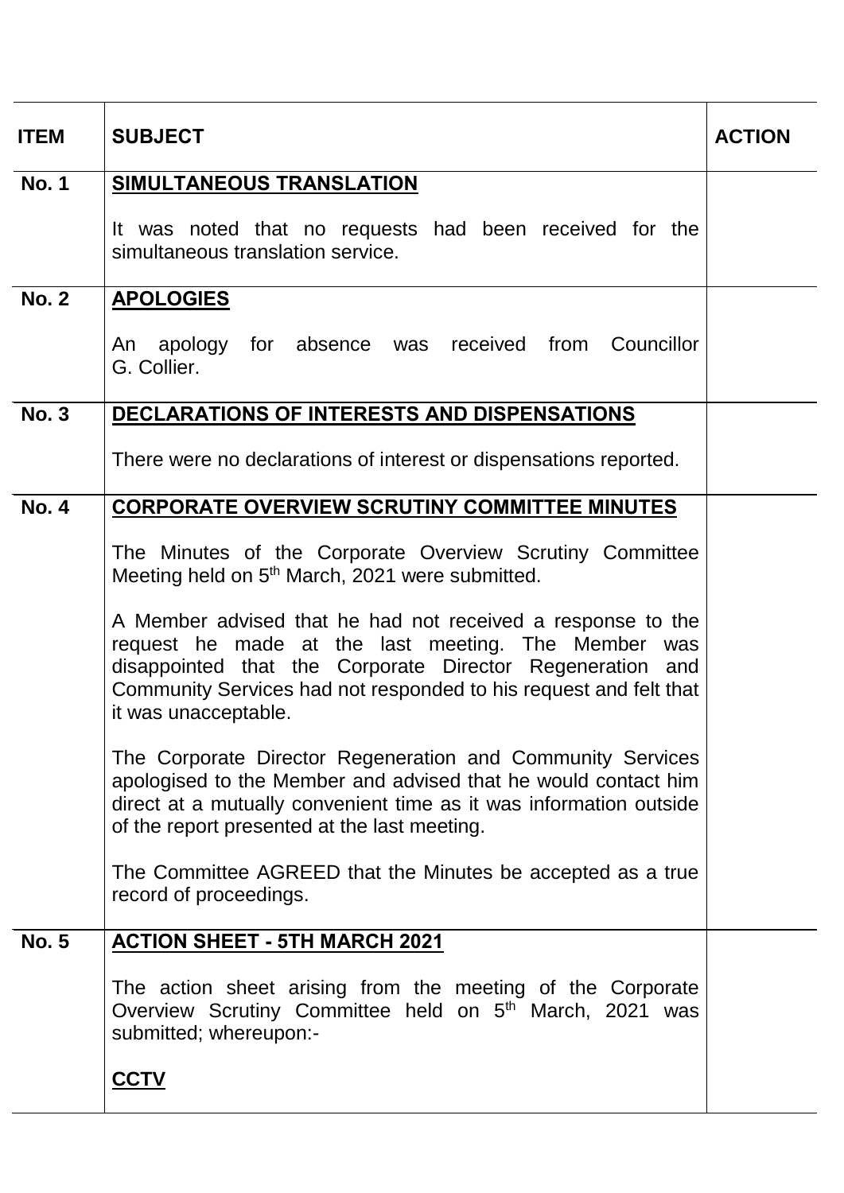| ITEM | SUBJECT | ACTION |
|---|---|---|
| No. 1 | **SIMULTANEOUS TRANSLATION**<br><br>It was noted that no requests had been received for the simultaneous translation service. | |
| No. 2 | **APOLOGIES**<br><br>An apology for absence was received from Councillor G. Collier. | |
| No. 3 | **DECLARATIONS OF INTERESTS AND DISPENSATIONS**<br><br>There were no declarations of interest or dispensations reported. | |
| No. 4 | **CORPORATE OVERVIEW SCRUTINY COMMITTEE MINUTES**<br><br>The Minutes of the Corporate Overview Scrutiny Committee Meeting held on 5th March, 2021 were submitted.<br><br>A Member advised that he had not received a response to the request he made at the last meeting. The Member was disappointed that the Corporate Director Regeneration and Community Services had not responded to his request and felt that it was unacceptable.<br><br>The Corporate Director Regeneration and Community Services apologised to the Member and advised that he would contact him direct at a mutually convenient time as it was information outside of the report presented at the last meeting.<br><br>The Committee AGREED that the Minutes be accepted as a true record of proceedings. | |
| No. 5 | **ACTION SHEET - 5TH MARCH 2021**<br><br>The action sheet arising from the meeting of the Corporate Overview Scrutiny Committee held on 5th March, 2021 was submitted; whereupon:-<br><br>**CCTV** | |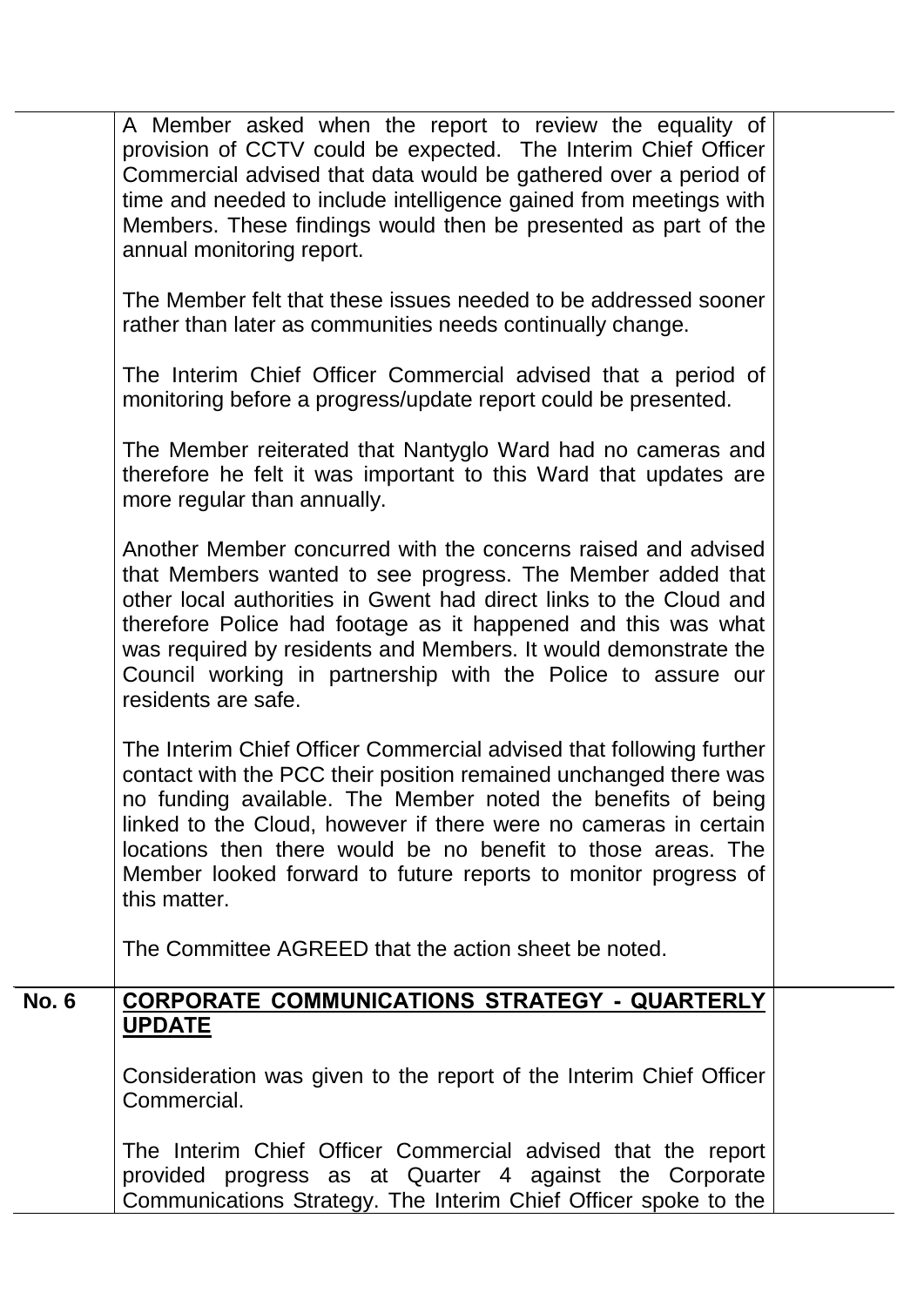A Member asked when the report to review the equality of provision of CCTV could be expected. The Interim Chief Officer Commercial advised that data would be gathered over a period of time and needed to include intelligence gained from meetings with Members. These findings would then be presented as part of the annual monitoring report.

The Member felt that these issues needed to be addressed sooner rather than later as communities needs continually change.

The Interim Chief Officer Commercial advised that a period of monitoring before a progress/update report could be presented.

The Member reiterated that Nantyglo Ward had no cameras and therefore he felt it was important to this Ward that updates are more regular than annually.

Another Member concurred with the concerns raised and advised that Members wanted to see progress. The Member added that other local authorities in Gwent had direct links to the Cloud and therefore Police had footage as it happened and this was what was required by residents and Members. It would demonstrate the Council working in partnership with the Police to assure our residents are safe.

The Interim Chief Officer Commercial advised that following further contact with the PCC their position remained unchanged there was no funding available. The Member noted the benefits of being linked to the Cloud, however if there were no cameras in certain locations then there would be no benefit to those areas. The Member looked forward to future reports to monitor progress of this matter.

The Committee AGREED that the action sheet be noted.

**No. 6** **CORPORATE COMMUNICATIONS STRATEGY - QUARTERLY UPDATE**

Consideration was given to the report of the Interim Chief Officer Commercial.

The Interim Chief Officer Commercial advised that the report provided progress as at Quarter 4 against the Corporate Communications Strategy. The Interim Chief Officer spoke to the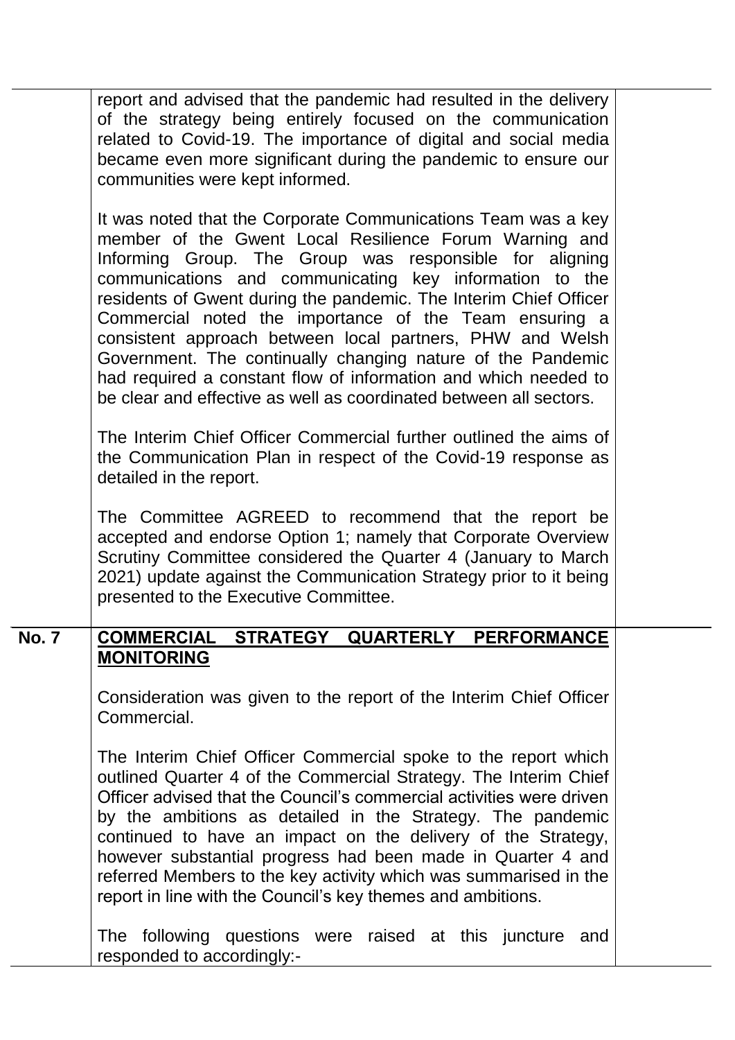report and advised that the pandemic had resulted in the delivery of the strategy being entirely focused on the communication related to Covid-19. The importance of digital and social media became even more significant during the pandemic to ensure our communities were kept informed.

It was noted that the Corporate Communications Team was a key member of the Gwent Local Resilience Forum Warning and Informing Group. The Group was responsible for aligning communications and communicating key information to the residents of Gwent during the pandemic. The Interim Chief Officer Commercial noted the importance of the Team ensuring a consistent approach between local partners, PHW and Welsh Government. The continually changing nature of the Pandemic had required a constant flow of information and which needed to be clear and effective as well as coordinated between all sectors.

The Interim Chief Officer Commercial further outlined the aims of the Communication Plan in respect of the Covid-19 response as detailed in the report.

The Committee AGREED to recommend that the report be accepted and endorse Option 1; namely that Corporate Overview Scrutiny Committee considered the Quarter 4 (January to March 2021) update against the Communication Strategy prior to it being presented to the Executive Committee.

**No. 7** **<u>COMMERCIAL STRATEGY QUARTERLY PERFORMANCE MONITORING</u>**

Consideration was given to the report of the Interim Chief Officer Commercial.

The Interim Chief Officer Commercial spoke to the report which outlined Quarter 4 of the Commercial Strategy. The Interim Chief Officer advised that the Council's commercial activities were driven by the ambitions as detailed in the Strategy. The pandemic continued to have an impact on the delivery of the Strategy, however substantial progress had been made in Quarter 4 and referred Members to the key activity which was summarised in the report in line with the Council's key themes and ambitions.

The following questions were raised at this juncture and responded to accordingly:-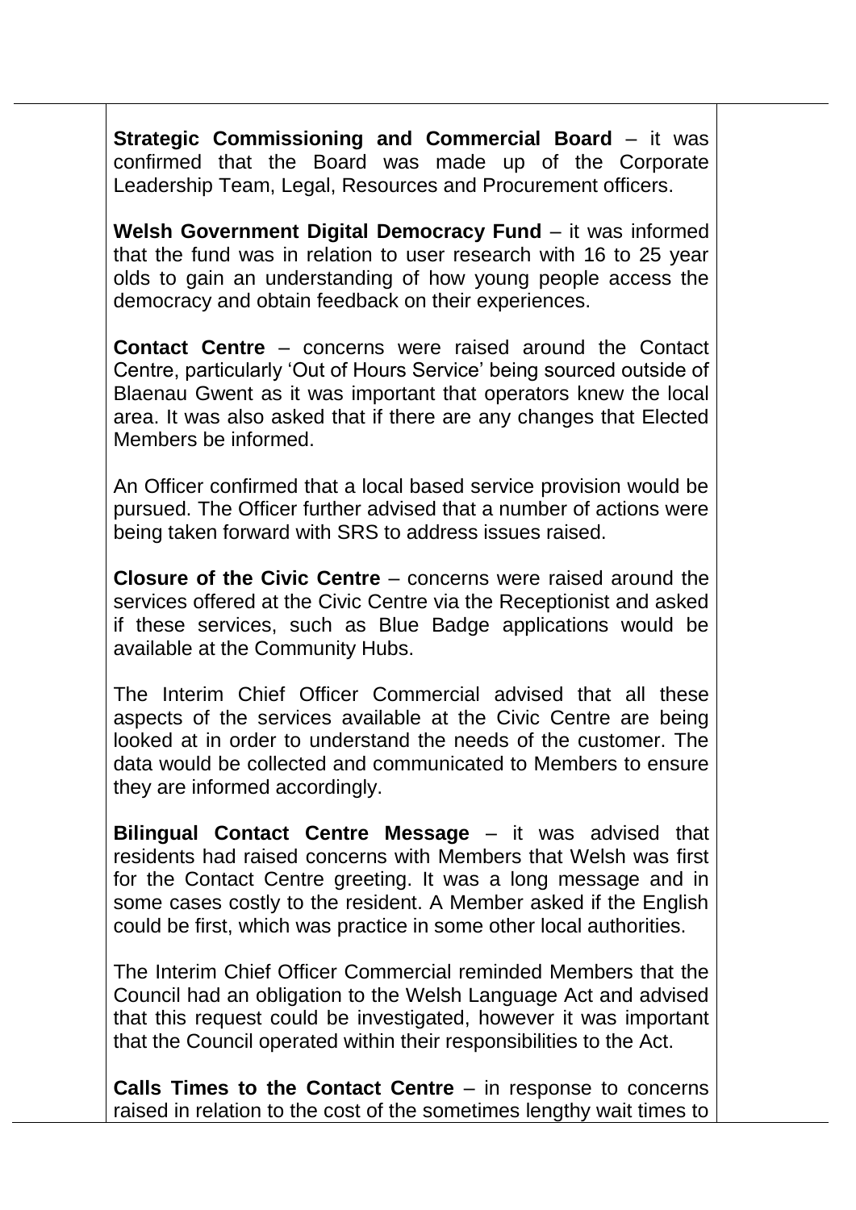**Strategic Commissioning and Commercial Board** – it was confirmed that the Board was made up of the Corporate Leadership Team, Legal, Resources and Procurement officers.

**Welsh Government Digital Democracy Fund** – it was informed that the fund was in relation to user research with 16 to 25 year olds to gain an understanding of how young people access the democracy and obtain feedback on their experiences.

**Contact Centre** – concerns were raised around the Contact Centre, particularly 'Out of Hours Service' being sourced outside of Blaenau Gwent as it was important that operators knew the local area. It was also asked that if there are any changes that Elected Members be informed.

An Officer confirmed that a local based service provision would be pursued. The Officer further advised that a number of actions were being taken forward with SRS to address issues raised.

**Closure of the Civic Centre** – concerns were raised around the services offered at the Civic Centre via the Receptionist and asked if these services, such as Blue Badge applications would be available at the Community Hubs.

The Interim Chief Officer Commercial advised that all these aspects of the services available at the Civic Centre are being looked at in order to understand the needs of the customer. The data would be collected and communicated to Members to ensure they are informed accordingly.

**Bilingual Contact Centre Message** – it was advised that residents had raised concerns with Members that Welsh was first for the Contact Centre greeting. It was a long message and in some cases costly to the resident. A Member asked if the English could be first, which was practice in some other local authorities.

The Interim Chief Officer Commercial reminded Members that the Council had an obligation to the Welsh Language Act and advised that this request could be investigated, however it was important that the Council operated within their responsibilities to the Act.

**Calls Times to the Contact Centre** – in response to concerns raised in relation to the cost of the sometimes lengthy wait times to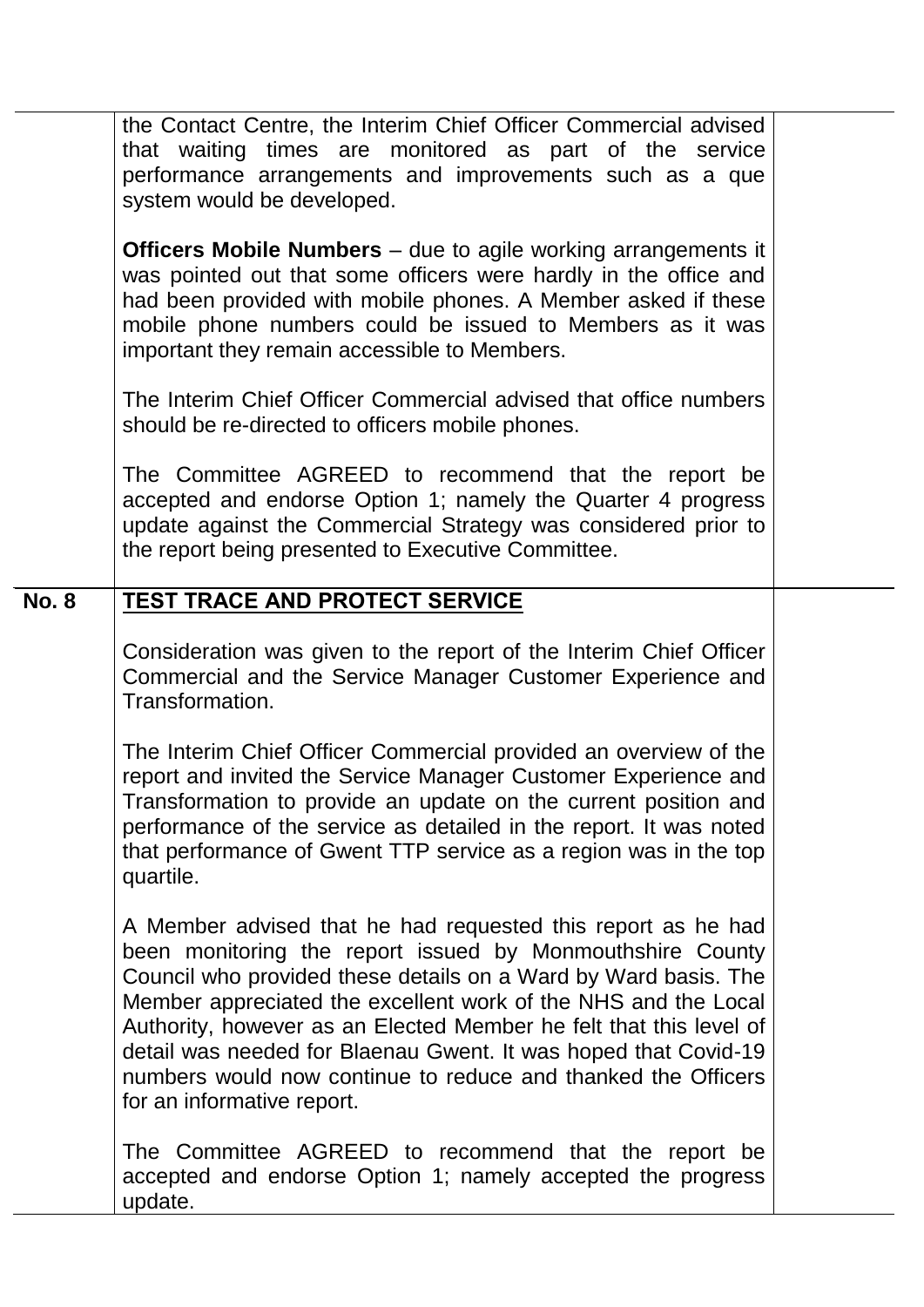the Contact Centre, the Interim Chief Officer Commercial advised that waiting times are monitored as part of the service performance arrangements and improvements such as a que system would be developed.

**Officers Mobile Numbers** – due to agile working arrangements it was pointed out that some officers were hardly in the office and had been provided with mobile phones. A Member asked if these mobile phone numbers could be issued to Members as it was important they remain accessible to Members.

The Interim Chief Officer Commercial advised that office numbers should be re-directed to officers mobile phones.

The Committee AGREED to recommend that the report be accepted and endorse Option 1; namely the Quarter 4 progress update against the Commercial Strategy was considered prior to the report being presented to Executive Committee.

**No. 8** **TEST TRACE AND PROTECT SERVICE**

Consideration was given to the report of the Interim Chief Officer Commercial and the Service Manager Customer Experience and Transformation.

The Interim Chief Officer Commercial provided an overview of the report and invited the Service Manager Customer Experience and Transformation to provide an update on the current position and performance of the service as detailed in the report. It was noted that performance of Gwent TTP service as a region was in the top quartile.

A Member advised that he had requested this report as he had been monitoring the report issued by Monmouthshire County Council who provided these details on a Ward by Ward basis. The Member appreciated the excellent work of the NHS and the Local Authority, however as an Elected Member he felt that this level of detail was needed for Blaenau Gwent. It was hoped that Covid-19 numbers would now continue to reduce and thanked the Officers for an informative report.

The Committee AGREED to recommend that the report be accepted and endorse Option 1; namely accepted the progress update.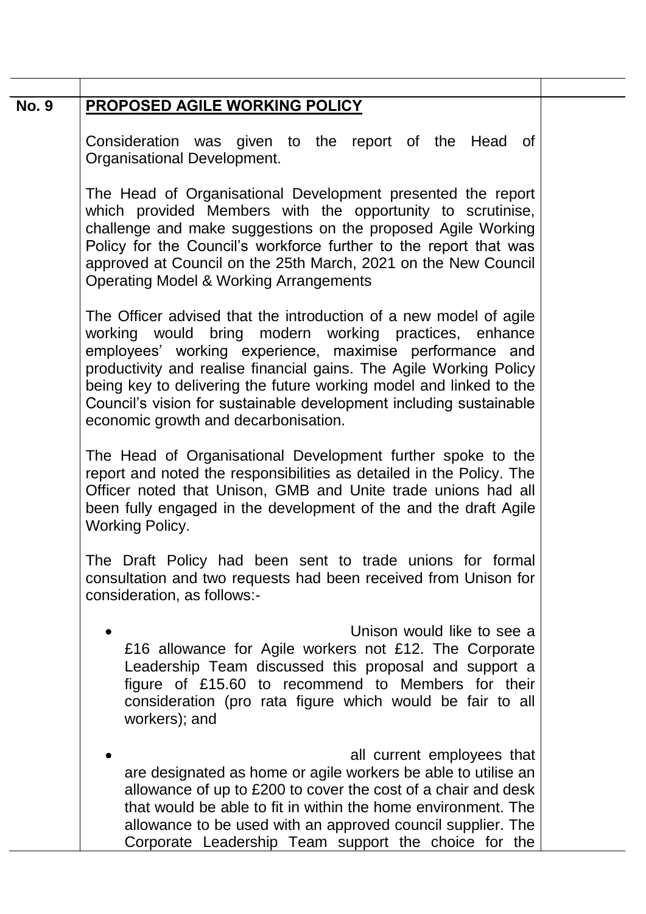| No. 9 | **PROPOSED AGILE WORKING POLICY** | |
|---|---|---|

**No. 9** **PROPOSED AGILE WORKING POLICY**

Consideration was given to the report of the Head of Organisational Development.

The Head of Organisational Development presented the report which provided Members with the opportunity to scrutinise, challenge and make suggestions on the proposed Agile Working Policy for the Council's workforce further to the report that was approved at Council on the 25th March, 2021 on the New Council Operating Model & Working Arrangements

The Officer advised that the introduction of a new model of agile working would bring modern working practices, enhance employees' working experience, maximise performance and productivity and realise financial gains. The Agile Working Policy being key to delivering the future working model and linked to the Council's vision for sustainable development including sustainable economic growth and decarbonisation.

The Head of Organisational Development further spoke to the report and noted the responsibilities as detailed in the Policy. The Officer noted that Unison, GMB and Unite trade unions had all been fully engaged in the development of the and the draft Agile Working Policy.

The Draft Policy had been sent to trade unions for formal consultation and two requests had been received from Unison for consideration, as follows:-

- Unison would like to see a £16 allowance for Agile workers not £12. The Corporate Leadership Team discussed this proposal and support a figure of £15.60 to recommend to Members for their consideration (pro rata figure which would be fair to all workers); and

- all current employees that are designated as home or agile workers be able to utilise an allowance of up to £200 to cover the cost of a chair and desk that would be able to fit in within the home environment. The allowance to be used with an approved council supplier. The Corporate Leadership Team support the choice for the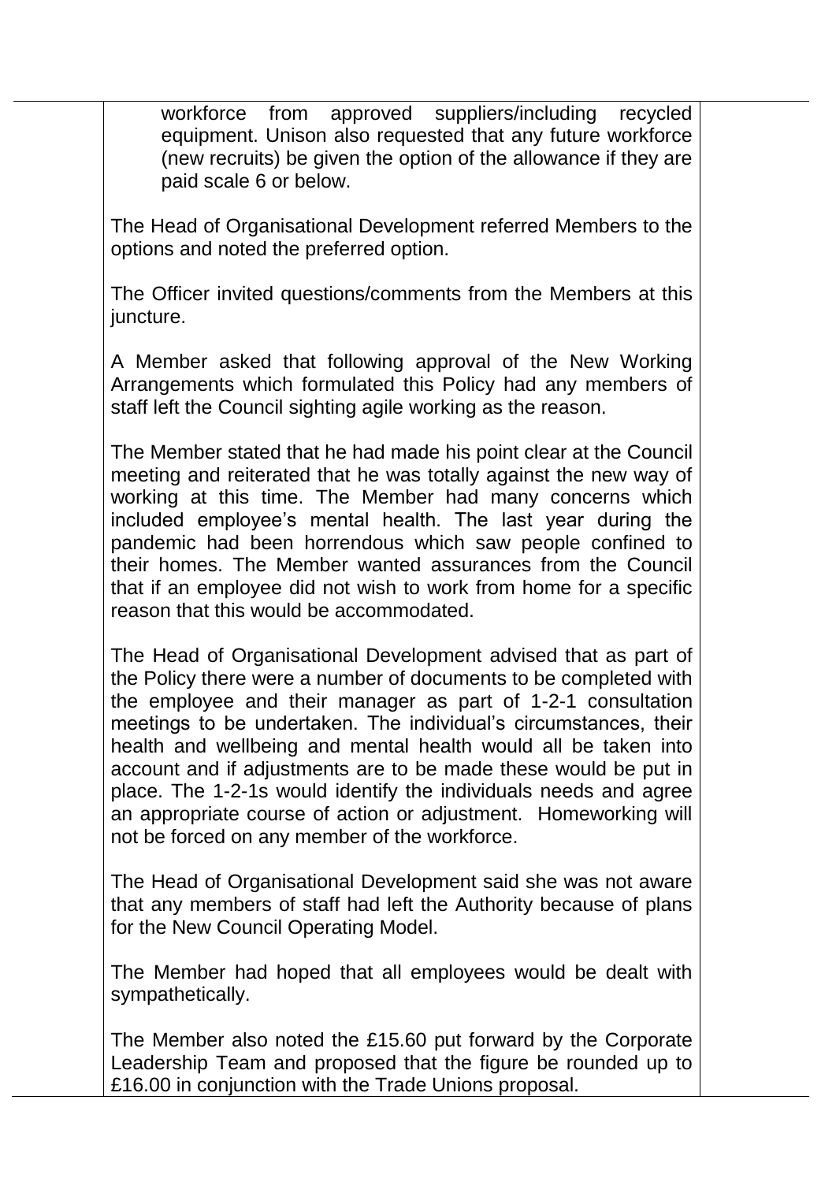workforce from approved suppliers/including recycled equipment. Unison also requested that any future workforce (new recruits) be given the option of the allowance if they are paid scale 6 or below.

The Head of Organisational Development referred Members to the options and noted the preferred option.

The Officer invited questions/comments from the Members at this juncture.

A Member asked that following approval of the New Working Arrangements which formulated this Policy had any members of staff left the Council sighting agile working as the reason.

The Member stated that he had made his point clear at the Council meeting and reiterated that he was totally against the new way of working at this time. The Member had many concerns which included employee's mental health. The last year during the pandemic had been horrendous which saw people confined to their homes. The Member wanted assurances from the Council that if an employee did not wish to work from home for a specific reason that this would be accommodated.

The Head of Organisational Development advised that as part of the Policy there were a number of documents to be completed with the employee and their manager as part of 1-2-1 consultation meetings to be undertaken. The individual's circumstances, their health and wellbeing and mental health would all be taken into account and if adjustments are to be made these would be put in place. The 1-2-1s would identify the individuals needs and agree an appropriate course of action or adjustment. Homeworking will not be forced on any member of the workforce.

The Head of Organisational Development said she was not aware that any members of staff had left the Authority because of plans for the New Council Operating Model.

The Member had hoped that all employees would be dealt with sympathetically.

The Member also noted the £15.60 put forward by the Corporate Leadership Team and proposed that the figure be rounded up to £16.00 in conjunction with the Trade Unions proposal.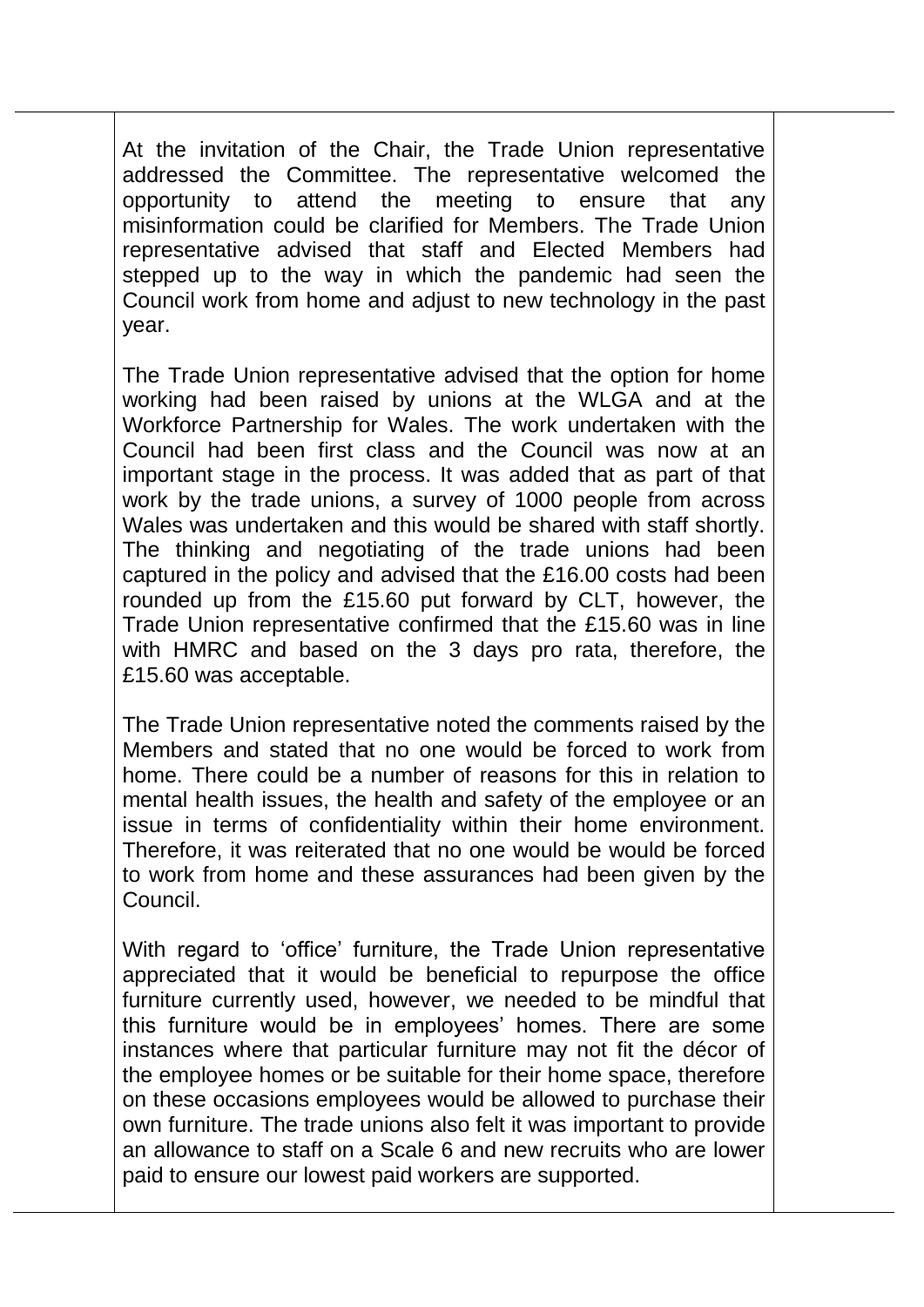At the invitation of the Chair, the Trade Union representative addressed the Committee. The representative welcomed the opportunity to attend the meeting to ensure that any misinformation could be clarified for Members. The Trade Union representative advised that staff and Elected Members had stepped up to the way in which the pandemic had seen the Council work from home and adjust to new technology in the past year.

The Trade Union representative advised that the option for home working had been raised by unions at the WLGA and at the Workforce Partnership for Wales. The work undertaken with the Council had been first class and the Council was now at an important stage in the process. It was added that as part of that work by the trade unions, a survey of 1000 people from across Wales was undertaken and this would be shared with staff shortly. The thinking and negotiating of the trade unions had been captured in the policy and advised that the £16.00 costs had been rounded up from the £15.60 put forward by CLT, however, the Trade Union representative confirmed that the £15.60 was in line with HMRC and based on the 3 days pro rata, therefore, the £15.60 was acceptable.

The Trade Union representative noted the comments raised by the Members and stated that no one would be forced to work from home. There could be a number of reasons for this in relation to mental health issues, the health and safety of the employee or an issue in terms of confidentiality within their home environment. Therefore, it was reiterated that no one would be would be forced to work from home and these assurances had been given by the Council.

With regard to 'office' furniture, the Trade Union representative appreciated that it would be beneficial to repurpose the office furniture currently used, however, we needed to be mindful that this furniture would be in employees' homes. There are some instances where that particular furniture may not fit the décor of the employee homes or be suitable for their home space, therefore on these occasions employees would be allowed to purchase their own furniture. The trade unions also felt it was important to provide an allowance to staff on a Scale 6 and new recruits who are lower paid to ensure our lowest paid workers are supported.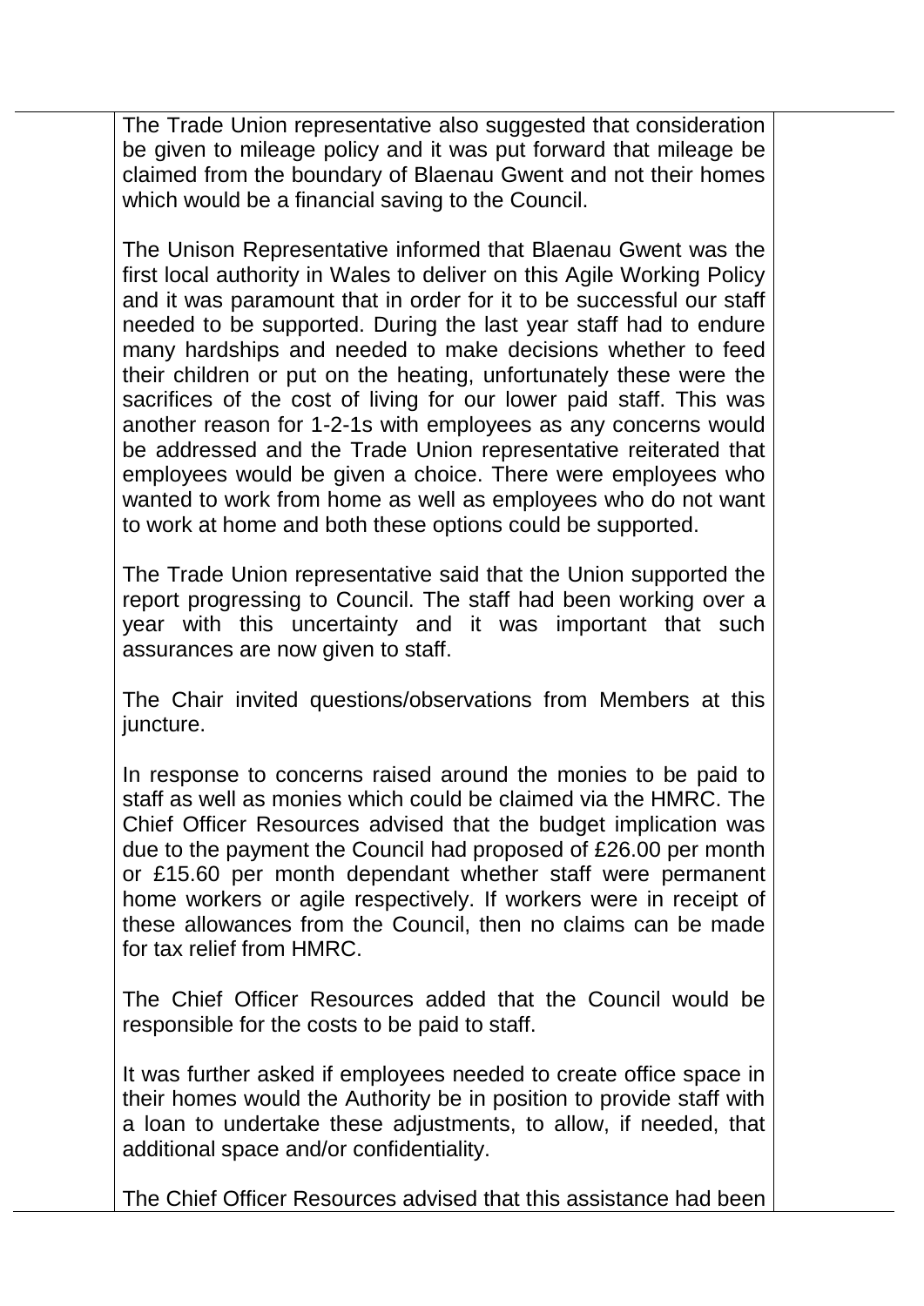The Trade Union representative also suggested that consideration be given to mileage policy and it was put forward that mileage be claimed from the boundary of Blaenau Gwent and not their homes which would be a financial saving to the Council.

The Unison Representative informed that Blaenau Gwent was the first local authority in Wales to deliver on this Agile Working Policy and it was paramount that in order for it to be successful our staff needed to be supported. During the last year staff had to endure many hardships and needed to make decisions whether to feed their children or put on the heating, unfortunately these were the sacrifices of the cost of living for our lower paid staff. This was another reason for 1-2-1s with employees as any concerns would be addressed and the Trade Union representative reiterated that employees would be given a choice. There were employees who wanted to work from home as well as employees who do not want to work at home and both these options could be supported.

The Trade Union representative said that the Union supported the report progressing to Council. The staff had been working over a year with this uncertainty and it was important that such assurances are now given to staff.

The Chair invited questions/observations from Members at this juncture.

In response to concerns raised around the monies to be paid to staff as well as monies which could be claimed via the HMRC. The Chief Officer Resources advised that the budget implication was due to the payment the Council had proposed of £26.00 per month or £15.60 per month dependant whether staff were permanent home workers or agile respectively. If workers were in receipt of these allowances from the Council, then no claims can be made for tax relief from HMRC.

The Chief Officer Resources added that the Council would be responsible for the costs to be paid to staff.

It was further asked if employees needed to create office space in their homes would the Authority be in position to provide staff with a loan to undertake these adjustments, to allow, if needed, that additional space and/or confidentiality.

The Chief Officer Resources advised that this assistance had been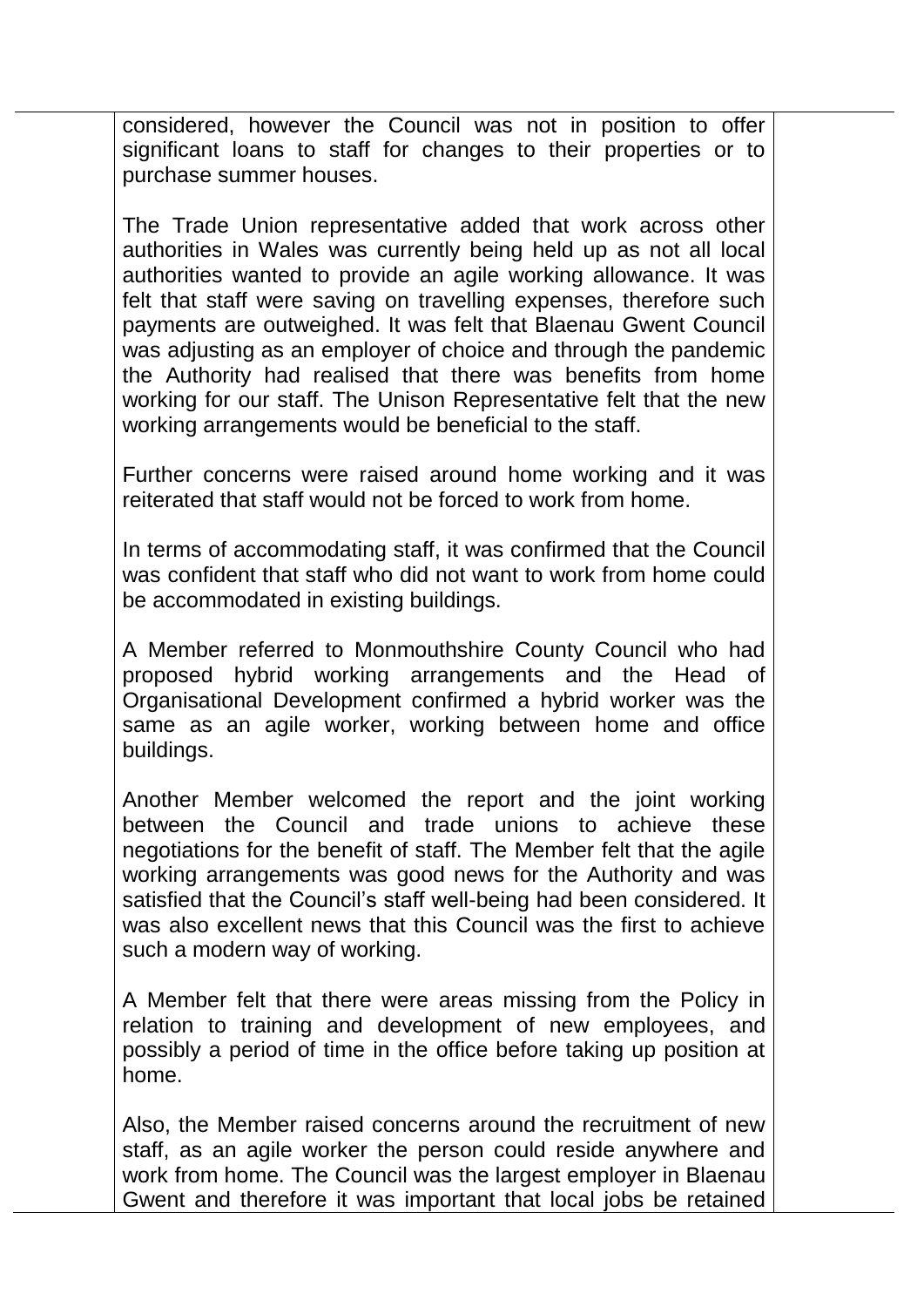considered, however the Council was not in position to offer significant loans to staff for changes to their properties or to purchase summer houses.

The Trade Union representative added that work across other authorities in Wales was currently being held up as not all local authorities wanted to provide an agile working allowance. It was felt that staff were saving on travelling expenses, therefore such payments are outweighed. It was felt that Blaenau Gwent Council was adjusting as an employer of choice and through the pandemic the Authority had realised that there was benefits from home working for our staff. The Unison Representative felt that the new working arrangements would be beneficial to the staff.

Further concerns were raised around home working and it was reiterated that staff would not be forced to work from home.

In terms of accommodating staff, it was confirmed that the Council was confident that staff who did not want to work from home could be accommodated in existing buildings.

A Member referred to Monmouthshire County Council who had proposed hybrid working arrangements and the Head of Organisational Development confirmed a hybrid worker was the same as an agile worker, working between home and office buildings.

Another Member welcomed the report and the joint working between the Council and trade unions to achieve these negotiations for the benefit of staff. The Member felt that the agile working arrangements was good news for the Authority and was satisfied that the Council's staff well-being had been considered. It was also excellent news that this Council was the first to achieve such a modern way of working.

A Member felt that there were areas missing from the Policy in relation to training and development of new employees, and possibly a period of time in the office before taking up position at home.

Also, the Member raised concerns around the recruitment of new staff, as an agile worker the person could reside anywhere and work from home. The Council was the largest employer in Blaenau Gwent and therefore it was important that local jobs be retained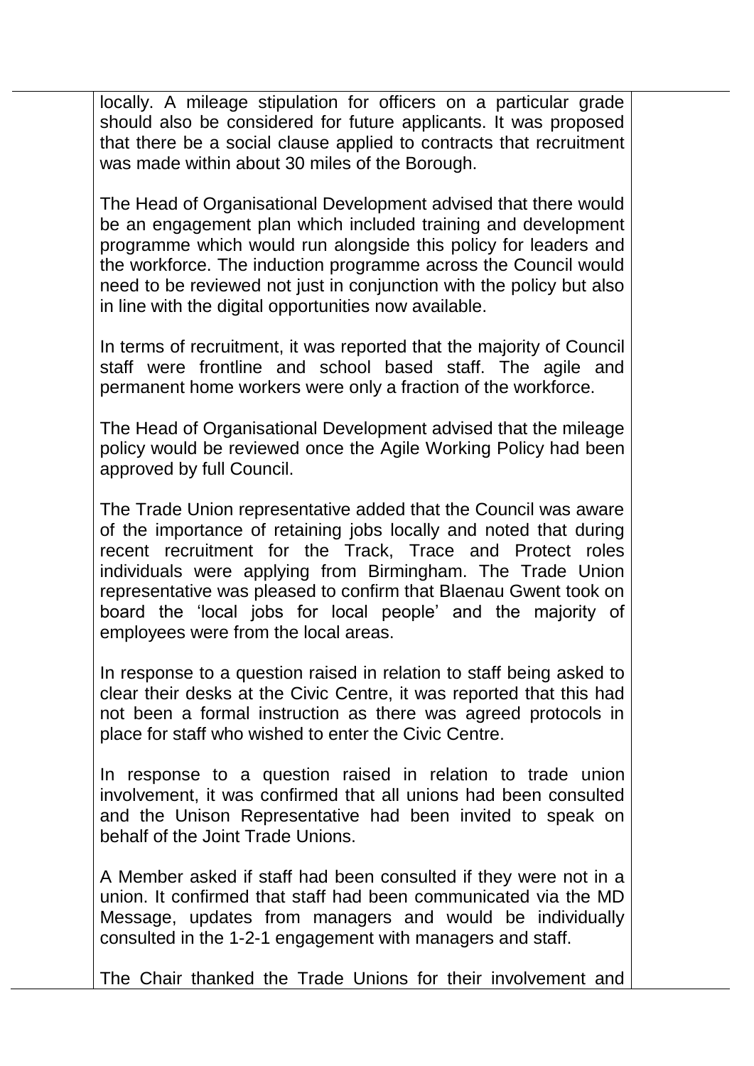locally. A mileage stipulation for officers on a particular grade should also be considered for future applicants. It was proposed that there be a social clause applied to contracts that recruitment was made within about 30 miles of the Borough.

The Head of Organisational Development advised that there would be an engagement plan which included training and development programme which would run alongside this policy for leaders and the workforce. The induction programme across the Council would need to be reviewed not just in conjunction with the policy but also in line with the digital opportunities now available.

In terms of recruitment, it was reported that the majority of Council staff were frontline and school based staff. The agile and permanent home workers were only a fraction of the workforce.

The Head of Organisational Development advised that the mileage policy would be reviewed once the Agile Working Policy had been approved by full Council.

The Trade Union representative added that the Council was aware of the importance of retaining jobs locally and noted that during recent recruitment for the Track, Trace and Protect roles individuals were applying from Birmingham. The Trade Union representative was pleased to confirm that Blaenau Gwent took on board the 'local jobs for local people' and the majority of employees were from the local areas.

In response to a question raised in relation to staff being asked to clear their desks at the Civic Centre, it was reported that this had not been a formal instruction as there was agreed protocols in place for staff who wished to enter the Civic Centre.

In response to a question raised in relation to trade union involvement, it was confirmed that all unions had been consulted and the Unison Representative had been invited to speak on behalf of the Joint Trade Unions.

A Member asked if staff had been consulted if they were not in a union. It confirmed that staff had been communicated via the MD Message, updates from managers and would be individually consulted in the 1-2-1 engagement with managers and staff.

The Chair thanked the Trade Unions for their involvement and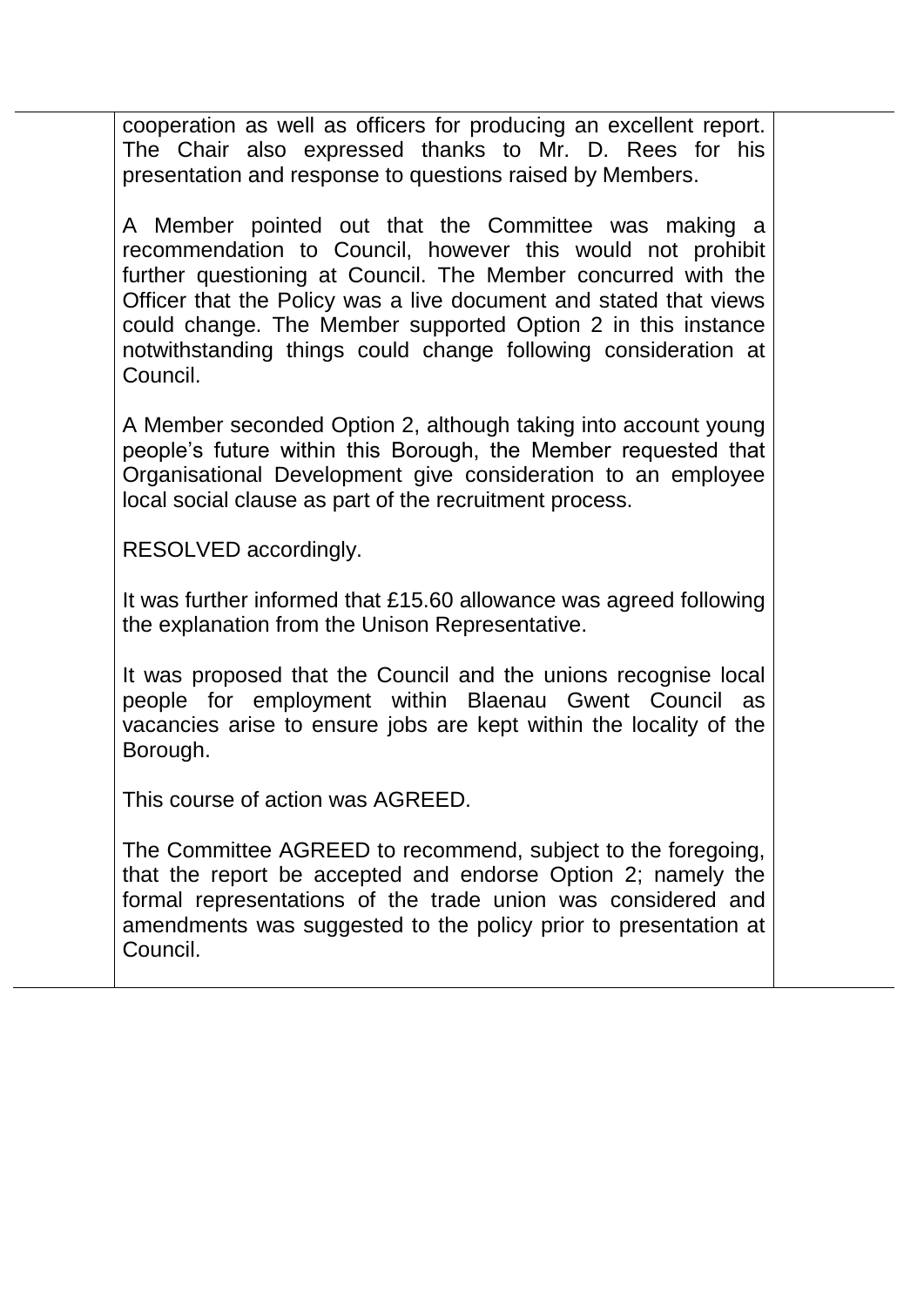cooperation as well as officers for producing an excellent report. The Chair also expressed thanks to Mr. D. Rees for his presentation and response to questions raised by Members.

A Member pointed out that the Committee was making a recommendation to Council, however this would not prohibit further questioning at Council. The Member concurred with the Officer that the Policy was a live document and stated that views could change. The Member supported Option 2 in this instance notwithstanding things could change following consideration at Council.

A Member seconded Option 2, although taking into account young people's future within this Borough, the Member requested that Organisational Development give consideration to an employee local social clause as part of the recruitment process.

RESOLVED accordingly.

It was further informed that £15.60 allowance was agreed following the explanation from the Unison Representative.

It was proposed that the Council and the unions recognise local people for employment within Blaenau Gwent Council as vacancies arise to ensure jobs are kept within the locality of the Borough.

This course of action was AGREED.

The Committee AGREED to recommend, subject to the foregoing, that the report be accepted and endorse Option 2; namely the formal representations of the trade union was considered and amendments was suggested to the policy prior to presentation at Council.